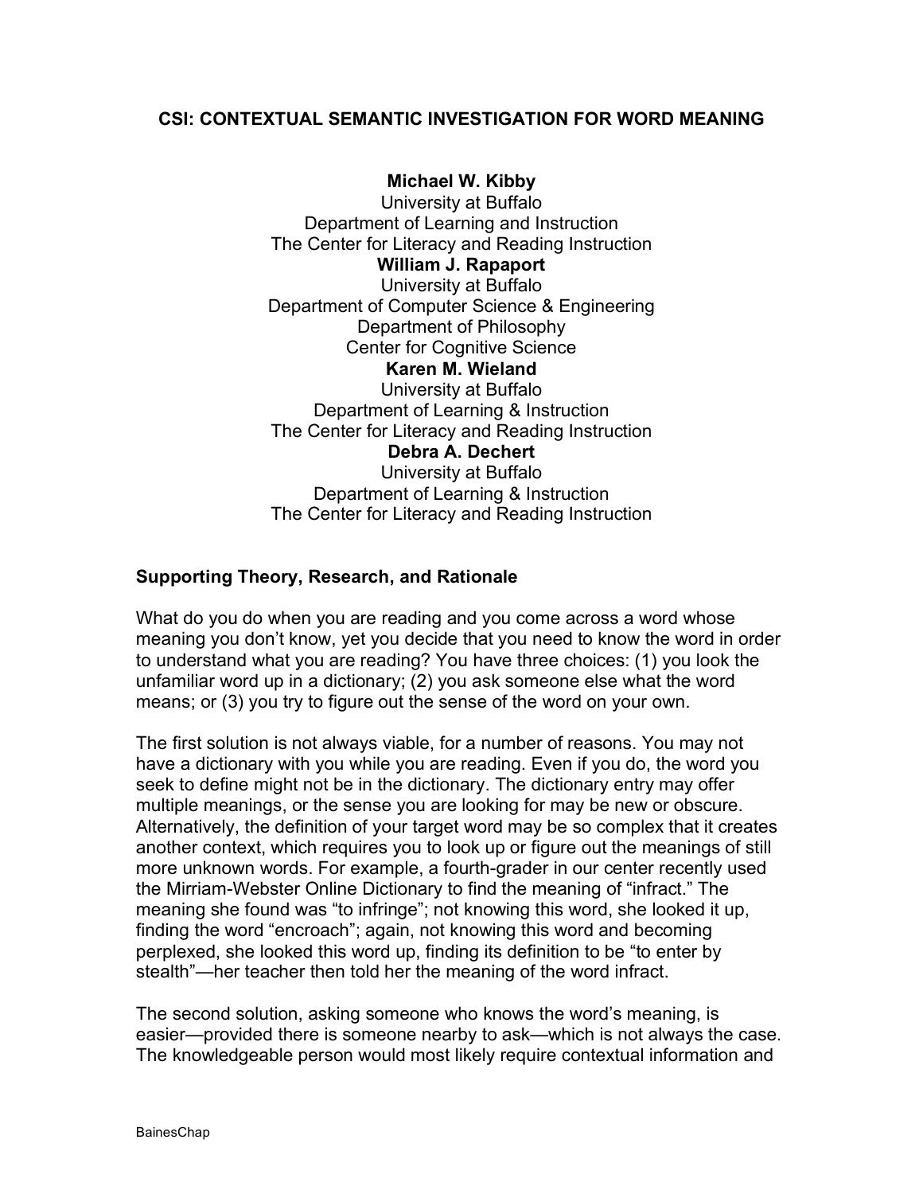# CSI: CONTEXTUAL SEMANTIC INVESTIGATION FOR WORD MEANING

**Michael W. Kibby**
University at Buffalo
Department of Learning and Instruction
The Center for Literacy and Reading Instruction

**William J. Rapaport**
University at Buffalo
Department of Computer Science & Engineering
Department of Philosophy
Center for Cognitive Science

**Karen M. Wieland**
University at Buffalo
Department of Learning & Instruction
The Center for Literacy and Reading Instruction

**Debra A. Dechert**
University at Buffalo
Department of Learning & Instruction
The Center for Literacy and Reading Instruction

## Supporting Theory, Research, and Rationale

What do you do when you are reading and you come across a word whose meaning you don't know, yet you decide that you need to know the word in order to understand what you are reading? You have three choices: (1) you look the unfamiliar word up in a dictionary; (2) you ask someone else what the word means; or (3) you try to figure out the sense of the word on your own.

The first solution is not always viable, for a number of reasons. You may not have a dictionary with you while you are reading. Even if you do, the word you seek to define might not be in the dictionary. The dictionary entry may offer multiple meanings, or the sense you are looking for may be new or obscure. Alternatively, the definition of your target word may be so complex that it creates another context, which requires you to look up or figure out the meanings of still more unknown words. For example, a fourth-grader in our center recently used the Mirriam-Webster Online Dictionary to find the meaning of "infract." The meaning she found was "to infringe"; not knowing this word, she looked it up, finding the word "encroach"; again, not knowing this word and becoming perplexed, she looked this word up, finding its definition to be "to enter by stealth"—her teacher then told her the meaning of the word infract.

The second solution, asking someone who knows the word's meaning, is easier—provided there is someone nearby to ask—which is not always the case. The knowledgeable person would most likely require contextual information and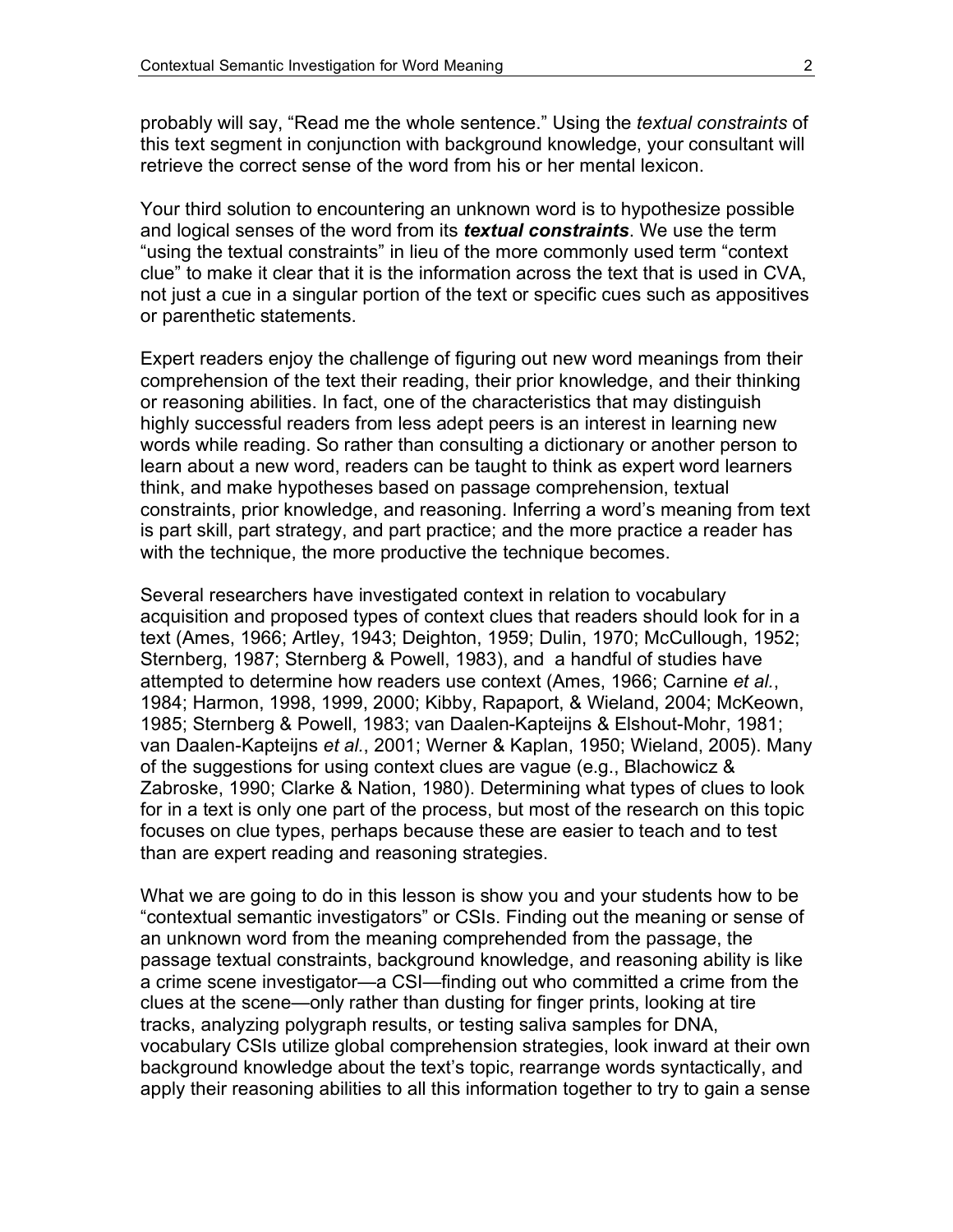probably will say, "Read me the whole sentence." Using the *textual constraints* of this text segment in conjunction with background knowledge, your consultant will retrieve the correct sense of the word from his or her mental lexicon.

Your third solution to encountering an unknown word is to hypothesize possible and logical senses of the word from its ***textual constraints***. We use the term "using the textual constraints" in lieu of the more commonly used term "context clue" to make it clear that it is the information across the text that is used in CVA, not just a cue in a singular portion of the text or specific cues such as appositives or parenthetic statements.

Expert readers enjoy the challenge of figuring out new word meanings from their comprehension of the text their reading, their prior knowledge, and their thinking or reasoning abilities. In fact, one of the characteristics that may distinguish highly successful readers from less adept peers is an interest in learning new words while reading. So rather than consulting a dictionary or another person to learn about a new word, readers can be taught to think as expert word learners think, and make hypotheses based on passage comprehension, textual constraints, prior knowledge, and reasoning. Inferring a word's meaning from text is part skill, part strategy, and part practice; and the more practice a reader has with the technique, the more productive the technique becomes.

Several researchers have investigated context in relation to vocabulary acquisition and proposed types of context clues that readers should look for in a text (Ames, 1966; Artley, 1943; Deighton, 1959; Dulin, 1970; McCullough, 1952; Sternberg, 1987; Sternberg & Powell, 1983), and a handful of studies have attempted to determine how readers use context (Ames, 1966; Carnine *et al.*, 1984; Harmon, 1998, 1999, 2000; Kibby, Rapaport, & Wieland, 2004; McKeown, 1985; Sternberg & Powell, 1983; van Daalen-Kapteijns & Elshout-Mohr, 1981; van Daalen-Kapteijns *et al.*, 2001; Werner & Kaplan, 1950; Wieland, 2005). Many of the suggestions for using context clues are vague (e.g., Blachowicz & Zabroske, 1990; Clarke & Nation, 1980). Determining what types of clues to look for in a text is only one part of the process, but most of the research on this topic focuses on clue types, perhaps because these are easier to teach and to test than are expert reading and reasoning strategies.

What we are going to do in this lesson is show you and your students how to be "contextual semantic investigators" or CSIs. Finding out the meaning or sense of an unknown word from the meaning comprehended from the passage, the passage textual constraints, background knowledge, and reasoning ability is like a crime scene investigator—a CSI—finding out who committed a crime from the clues at the scene—only rather than dusting for finger prints, looking at tire tracks, analyzing polygraph results, or testing saliva samples for DNA, vocabulary CSIs utilize global comprehension strategies, look inward at their own background knowledge about the text's topic, rearrange words syntactically, and apply their reasoning abilities to all this information together to try to gain a sense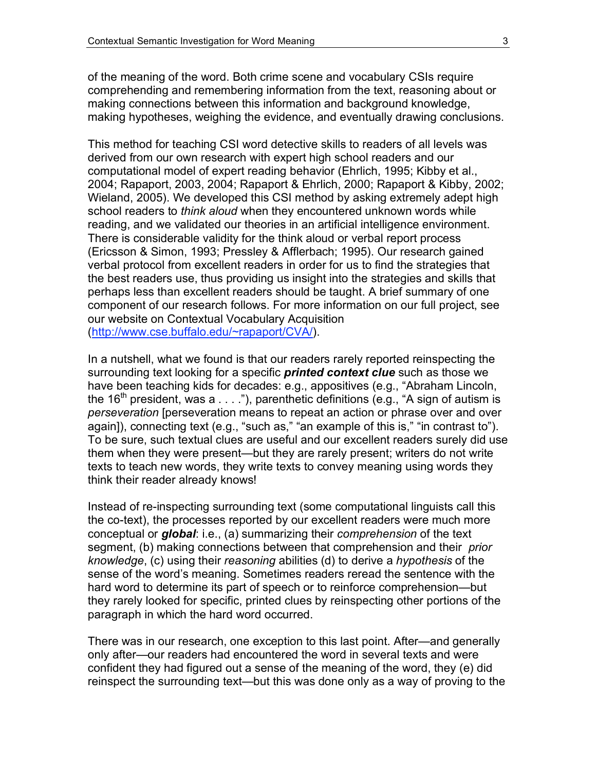of the meaning of the word. Both crime scene and vocabulary CSIs require comprehending and remembering information from the text, reasoning about or making connections between this information and background knowledge, making hypotheses, weighing the evidence, and eventually drawing conclusions.

This method for teaching CSI word detective skills to readers of all levels was derived from our own research with expert high school readers and our computational model of expert reading behavior (Ehrlich, 1995; Kibby et al., 2004; Rapaport, 2003, 2004; Rapaport & Ehrlich, 2000; Rapaport & Kibby, 2002; Wieland, 2005). We developed this CSI method by asking extremely adept high school readers to *think aloud* when they encountered unknown words while reading, and we validated our theories in an artificial intelligence environment. There is considerable validity for the think aloud or verbal report process (Ericsson & Simon, 1993; Pressley & Afflerbach; 1995). Our research gained verbal protocol from excellent readers in order for us to find the strategies that the best readers use, thus providing us insight into the strategies and skills that perhaps less than excellent readers should be taught. A brief summary of one component of our research follows. For more information on our full project, see our website on Contextual Vocabulary Acquisition (http://www.cse.buffalo.edu/~rapaport/CVA/).

In a nutshell, what we found is that our readers rarely reported reinspecting the surrounding text looking for a specific ***printed context clue*** such as those we have been teaching kids for decades: e.g., appositives (e.g., "Abraham Lincoln, the 16th president, was a . . . ."), parenthetic definitions (e.g., "A sign of autism is *perseveration* [perseveration means to repeat an action or phrase over and over again]), connecting text (e.g., "such as," "an example of this is," "in contrast to"). To be sure, such textual clues are useful and our excellent readers surely did use them when they were present—but they are rarely present; writers do not write texts to teach new words, they write texts to convey meaning using words they think their reader already knows!

Instead of re-inspecting surrounding text (some computational linguists call this the co-text), the processes reported by our excellent readers were much more conceptual or ***global***: i.e., (a) summarizing their *comprehension* of the text segment, (b) making connections between that comprehension and their *prior knowledge*, (c) using their *reasoning* abilities (d) to derive a *hypothesis* of the sense of the word's meaning. Sometimes readers reread the sentence with the hard word to determine its part of speech or to reinforce comprehension—but they rarely looked for specific, printed clues by reinspecting other portions of the paragraph in which the hard word occurred.

There was in our research, one exception to this last point. After—and generally only after—our readers had encountered the word in several texts and were confident they had figured out a sense of the meaning of the word, they (e) did reinspect the surrounding text—but this was done only as a way of proving to the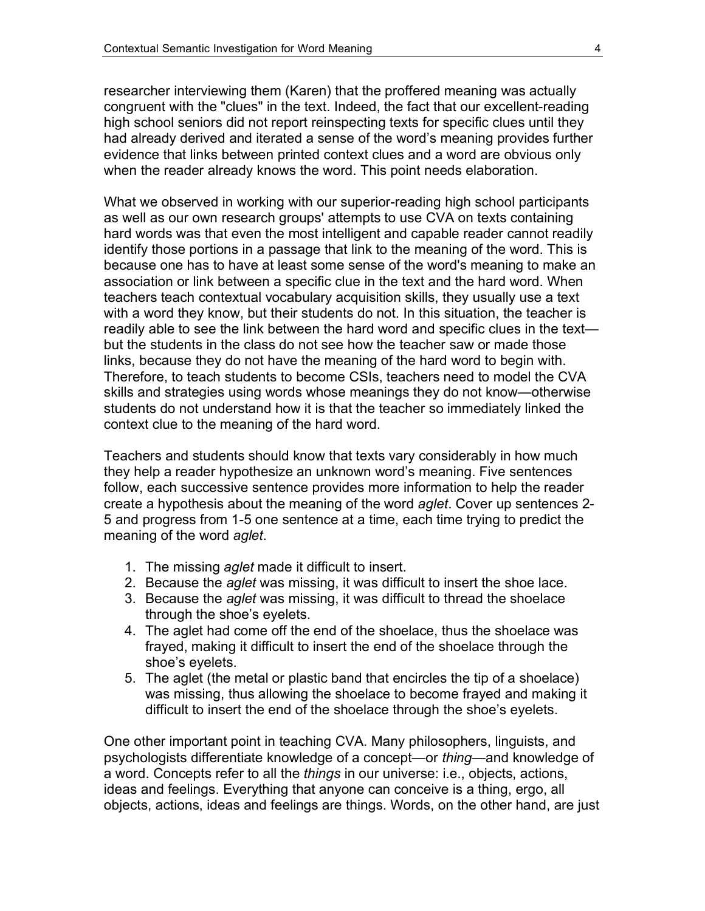researcher interviewing them (Karen) that the proffered meaning was actually congruent with the "clues" in the text. Indeed, the fact that our excellent-reading high school seniors did not report reinspecting texts for specific clues until they had already derived and iterated a sense of the word's meaning provides further evidence that links between printed context clues and a word are obvious only when the reader already knows the word. This point needs elaboration.

What we observed in working with our superior-reading high school participants as well as our own research groups' attempts to use CVA on texts containing hard words was that even the most intelligent and capable reader cannot readily identify those portions in a passage that link to the meaning of the word. This is because one has to have at least some sense of the word's meaning to make an association or link between a specific clue in the text and the hard word. When teachers teach contextual vocabulary acquisition skills, they usually use a text with a word they know, but their students do not. In this situation, the teacher is readily able to see the link between the hard word and specific clues in the text—but the students in the class do not see how the teacher saw or made those links, because they do not have the meaning of the hard word to begin with. Therefore, to teach students to become CSIs, teachers need to model the CVA skills and strategies using words whose meanings they do not know—otherwise students do not understand how it is that the teacher so immediately linked the context clue to the meaning of the hard word.

Teachers and students should know that texts vary considerably in how much they help a reader hypothesize an unknown word's meaning. Five sentences follow, each successive sentence provides more information to help the reader create a hypothesis about the meaning of the word *aglet*. Cover up sentences 2-5 and progress from 1-5 one sentence at a time, each time trying to predict the meaning of the word *aglet*.

1. The missing *aglet* made it difficult to insert.
2. Because the *aglet* was missing, it was difficult to insert the shoe lace.
3. Because the *aglet* was missing, it was difficult to thread the shoelace through the shoe's eyelets.
4. The aglet had come off the end of the shoelace, thus the shoelace was frayed, making it difficult to insert the end of the shoelace through the shoe's eyelets.
5. The aglet (the metal or plastic band that encircles the tip of a shoelace) was missing, thus allowing the shoelace to become frayed and making it difficult to insert the end of the shoelace through the shoe's eyelets.

One other important point in teaching CVA. Many philosophers, linguists, and psychologists differentiate knowledge of a concept—or *thing*—and knowledge of a word. Concepts refer to all the *things* in our universe: i.e., objects, actions, ideas and feelings. Everything that anyone can conceive is a thing, ergo, all objects, actions, ideas and feelings are things. Words, on the other hand, are just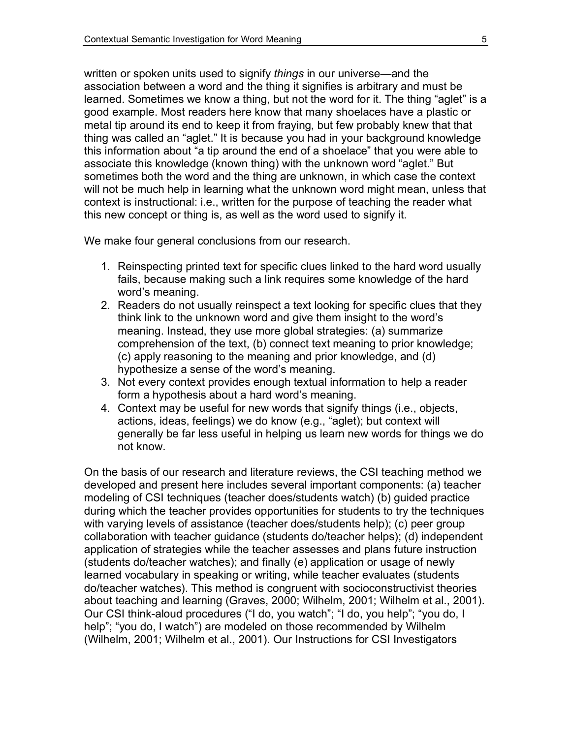written or spoken units used to signify *things* in our universe—and the association between a word and the thing it signifies is arbitrary and must be learned. Sometimes we know a thing, but not the word for it. The thing "aglet" is a good example. Most readers here know that many shoelaces have a plastic or metal tip around its end to keep it from fraying, but few probably knew that that thing was called an "aglet." It is because you had in your background knowledge this information about "a tip around the end of a shoelace" that you were able to associate this knowledge (known thing) with the unknown word "aglet." But sometimes both the word and the thing are unknown, in which case the context will not be much help in learning what the unknown word might mean, unless that context is instructional: i.e., written for the purpose of teaching the reader what this new concept or thing is, as well as the word used to signify it.

We make four general conclusions from our research.

1. Reinspecting printed text for specific clues linked to the hard word usually fails, because making such a link requires some knowledge of the hard word's meaning.
2. Readers do not usually reinspect a text looking for specific clues that they think link to the unknown word and give them insight to the word's meaning. Instead, they use more global strategies: (a) summarize comprehension of the text, (b) connect text meaning to prior knowledge; (c) apply reasoning to the meaning and prior knowledge, and (d) hypothesize a sense of the word's meaning.
3. Not every context provides enough textual information to help a reader form a hypothesis about a hard word's meaning.
4. Context may be useful for new words that signify things (i.e., objects, actions, ideas, feelings) we do know (e.g., "aglet); but context will generally be far less useful in helping us learn new words for things we do not know.

On the basis of our research and literature reviews, the CSI teaching method we developed and present here includes several important components: (a) teacher modeling of CSI techniques (teacher does/students watch) (b) guided practice during which the teacher provides opportunities for students to try the techniques with varying levels of assistance (teacher does/students help); (c) peer group collaboration with teacher guidance (students do/teacher helps); (d) independent application of strategies while the teacher assesses and plans future instruction (students do/teacher watches); and finally (e) application or usage of newly learned vocabulary in speaking or writing, while teacher evaluates (students do/teacher watches). This method is congruent with socioconstructivist theories about teaching and learning (Graves, 2000; Wilhelm, 2001; Wilhelm et al., 2001). Our CSI think-aloud procedures ("I do, you watch"; "I do, you help"; "you do, I help"; "you do, I watch") are modeled on those recommended by Wilhelm (Wilhelm, 2001; Wilhelm et al., 2001). Our Instructions for CSI Investigators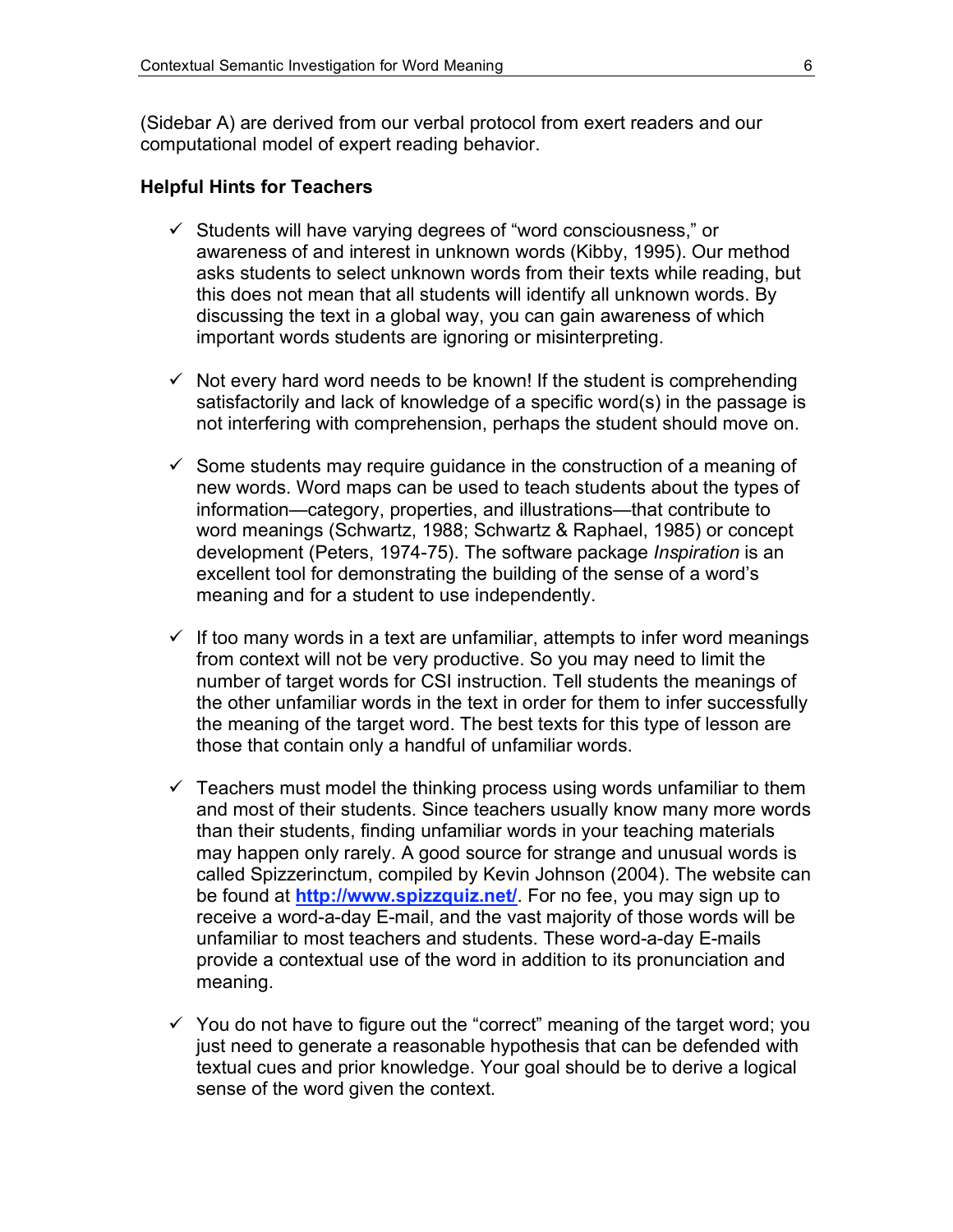(Sidebar A) are derived from our verbal protocol from exert readers and our computational model of expert reading behavior.

**Helpful Hints for Teachers**

- ✓ Students will have varying degrees of "word consciousness," or awareness of and interest in unknown words (Kibby, 1995). Our method asks students to select unknown words from their texts while reading, but this does not mean that all students will identify all unknown words. By discussing the text in a global way, you can gain awareness of which important words students are ignoring or misinterpreting.

- ✓ Not every hard word needs to be known! If the student is comprehending satisfactorily and lack of knowledge of a specific word(s) in the passage is not interfering with comprehension, perhaps the student should move on.

- ✓ Some students may require guidance in the construction of a meaning of new words. Word maps can be used to teach students about the types of information—category, properties, and illustrations—that contribute to word meanings (Schwartz, 1988; Schwartz & Raphael, 1985) or concept development (Peters, 1974-75). The software package *Inspiration* is an excellent tool for demonstrating the building of the sense of a word's meaning and for a student to use independently.

- ✓ If too many words in a text are unfamiliar, attempts to infer word meanings from context will not be very productive. So you may need to limit the number of target words for CSI instruction. Tell students the meanings of the other unfamiliar words in the text in order for them to infer successfully the meaning of the target word. The best texts for this type of lesson are those that contain only a handful of unfamiliar words.

- ✓ Teachers must model the thinking process using words unfamiliar to them and most of their students. Since teachers usually know many more words than their students, finding unfamiliar words in your teaching materials may happen only rarely. A good source for strange and unusual words is called Spizzerinctum, compiled by Kevin Johnson (2004). The website can be found at **[http://www.spizzquiz.net/](http://www.spizzquiz.net/)**. For no fee, you may sign up to receive a word-a-day E-mail, and the vast majority of those words will be unfamiliar to most teachers and students. These word-a-day E-mails provide a contextual use of the word in addition to its pronunciation and meaning.

- ✓ You do not have to figure out the "correct" meaning of the target word; you just need to generate a reasonable hypothesis that can be defended with textual cues and prior knowledge. Your goal should be to derive a logical sense of the word given the context.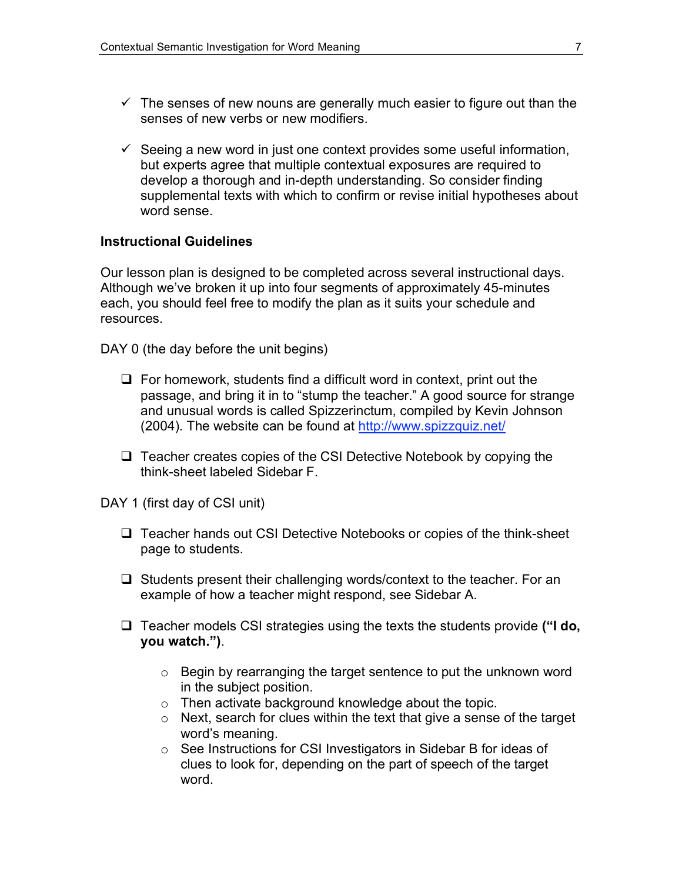- ✓ The senses of new nouns are generally much easier to figure out than the senses of new verbs or new modifiers.

- ✓ Seeing a new word in just one context provides some useful information, but experts agree that multiple contextual exposures are required to develop a thorough and in-depth understanding. So consider finding supplemental texts with which to confirm or revise initial hypotheses about word sense.

**Instructional Guidelines**

Our lesson plan is designed to be completed across several instructional days. Although we've broken it up into four segments of approximately 45-minutes each, you should feel free to modify the plan as it suits your schedule and resources.

DAY 0 (the day before the unit begins)

- ❑ For homework, students find a difficult word in context, print out the passage, and bring it in to "stump the teacher." A good source for strange and unusual words is called Spizzerinctum, compiled by Kevin Johnson (2004). The website can be found at [http://www.spizzquiz.net/](http://www.spizzquiz.net/)

- ❑ Teacher creates copies of the CSI Detective Notebook by copying the think-sheet labeled Sidebar F.

DAY 1 (first day of CSI unit)

- ❑ Teacher hands out CSI Detective Notebooks or copies of the think-sheet page to students.

- ❑ Students present their challenging words/context to the teacher. For an example of how a teacher might respond, see Sidebar A.

- ❑ Teacher models CSI strategies using the texts the students provide **("I do, you watch.")**.

  - Begin by rearranging the target sentence to put the unknown word in the subject position.
  - Then activate background knowledge about the topic.
  - Next, search for clues within the text that give a sense of the target word's meaning.
  - See Instructions for CSI Investigators in Sidebar B for ideas of clues to look for, depending on the part of speech of the target word.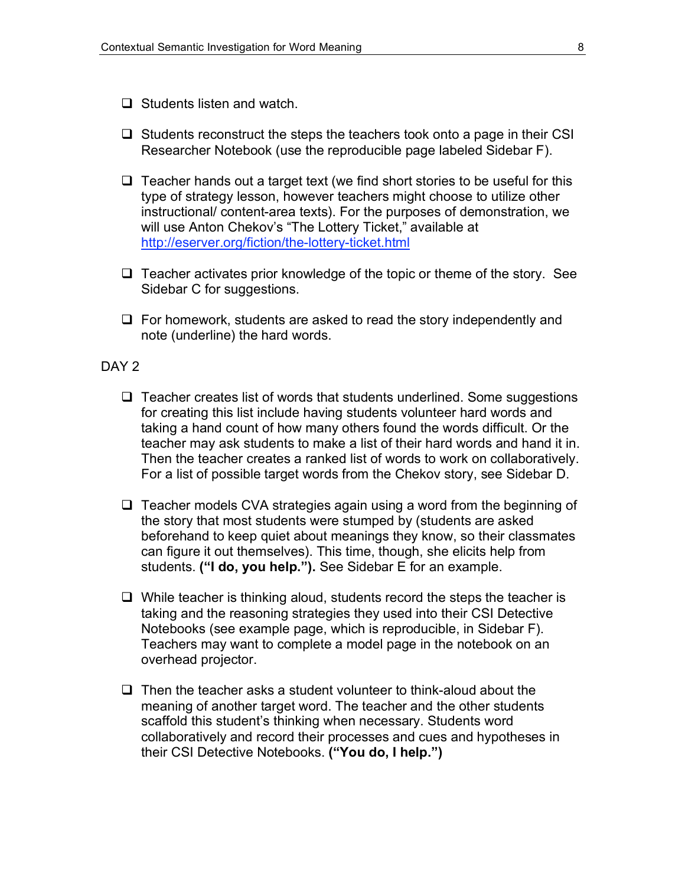- ❑ Students listen and watch.

- ❑ Students reconstruct the steps the teachers took onto a page in their CSI Researcher Notebook (use the reproducible page labeled Sidebar F).

- ❑ Teacher hands out a target text (we find short stories to be useful for this type of strategy lesson, however teachers might choose to utilize other instructional/ content-area texts). For the purposes of demonstration, we will use Anton Chekov's "The Lottery Ticket," available at http://eserver.org/fiction/the-lottery-ticket.html

- ❑ Teacher activates prior knowledge of the topic or theme of the story. See Sidebar C for suggestions.

- ❑ For homework, students are asked to read the story independently and note (underline) the hard words.

DAY 2

- ❑ Teacher creates list of words that students underlined. Some suggestions for creating this list include having students volunteer hard words and taking a hand count of how many others found the words difficult. Or the teacher may ask students to make a list of their hard words and hand it in. Then the teacher creates a ranked list of words to work on collaboratively. For a list of possible target words from the Chekov story, see Sidebar D.

- ❑ Teacher models CVA strategies again using a word from the beginning of the story that most students were stumped by (students are asked beforehand to keep quiet about meanings they know, so their classmates can figure it out themselves). This time, though, she elicits help from students. **("I do, you help.").** See Sidebar E for an example.

- ❑ While teacher is thinking aloud, students record the steps the teacher is taking and the reasoning strategies they used into their CSI Detective Notebooks (see example page, which is reproducible, in Sidebar F). Teachers may want to complete a model page in the notebook on an overhead projector.

- ❑ Then the teacher asks a student volunteer to think-aloud about the meaning of another target word. The teacher and the other students scaffold this student's thinking when necessary. Students word collaboratively and record their processes and cues and hypotheses in their CSI Detective Notebooks. **("You do, I help.")**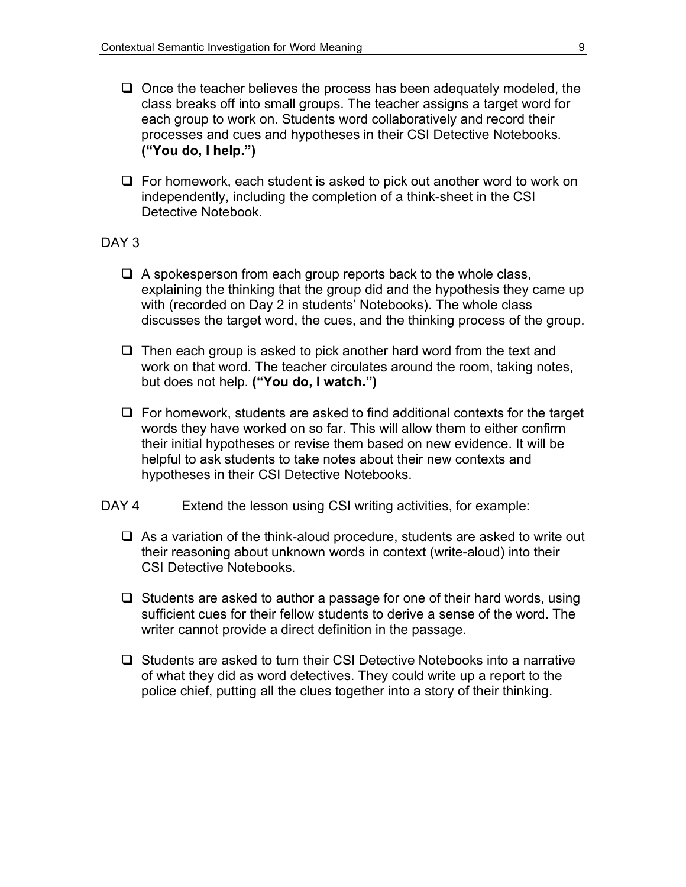- ❑ Once the teacher believes the process has been adequately modeled, the class breaks off into small groups. The teacher assigns a target word for each group to work on. Students word collaboratively and record their processes and cues and hypotheses in their CSI Detective Notebooks. **("You do, I help.")**

- ❑ For homework, each student is asked to pick out another word to work on independently, including the completion of a think-sheet in the CSI Detective Notebook.

DAY 3

- ❑ A spokesperson from each group reports back to the whole class, explaining the thinking that the group did and the hypothesis they came up with (recorded on Day 2 in students' Notebooks). The whole class discusses the target word, the cues, and the thinking process of the group.

- ❑ Then each group is asked to pick another hard word from the text and work on that word. The teacher circulates around the room, taking notes, but does not help. **("You do, I watch.")**

- ❑ For homework, students are asked to find additional contexts for the target words they have worked on so far. This will allow them to either confirm their initial hypotheses or revise them based on new evidence. It will be helpful to ask students to take notes about their new contexts and hypotheses in their CSI Detective Notebooks.

DAY 4 Extend the lesson using CSI writing activities, for example:

- ❑ As a variation of the think-aloud procedure, students are asked to write out their reasoning about unknown words in context (write-aloud) into their CSI Detective Notebooks.

- ❑ Students are asked to author a passage for one of their hard words, using sufficient cues for their fellow students to derive a sense of the word. The writer cannot provide a direct definition in the passage.

- ❑ Students are asked to turn their CSI Detective Notebooks into a narrative of what they did as word detectives. They could write up a report to the police chief, putting all the clues together into a story of their thinking.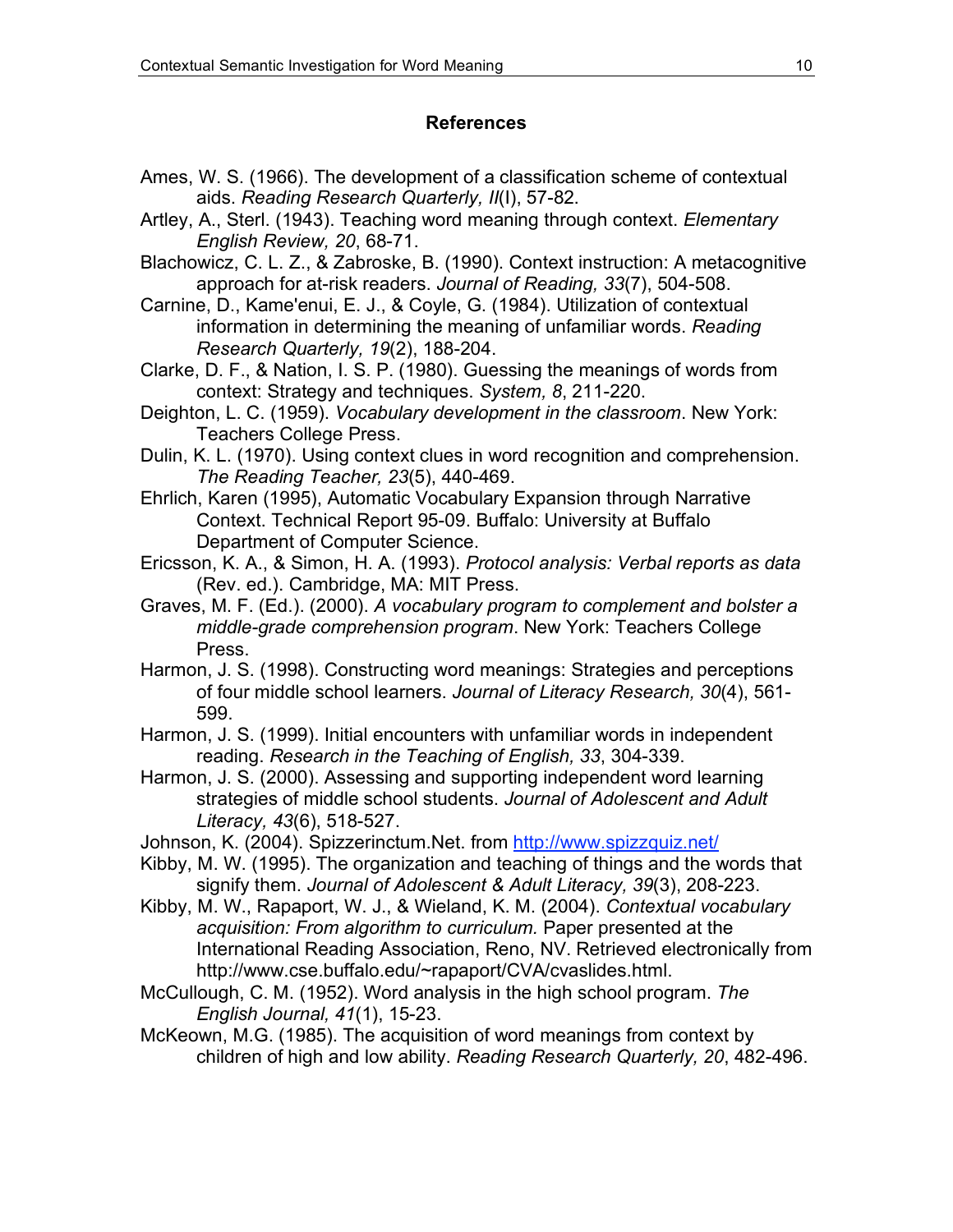## References

Ames, W. S. (1966). The development of a classification scheme of contextual aids. *Reading Research Quarterly, II*(I), 57-82.

Artley, A., Sterl. (1943). Teaching word meaning through context. *Elementary English Review, 20*, 68-71.

Blachowicz, C. L. Z., & Zabroske, B. (1990). Context instruction: A metacognitive approach for at-risk readers. *Journal of Reading, 33*(7), 504-508.

Carnine, D., Kame'enui, E. J., & Coyle, G. (1984). Utilization of contextual information in determining the meaning of unfamiliar words. *Reading Research Quarterly, 19*(2), 188-204.

Clarke, D. F., & Nation, I. S. P. (1980). Guessing the meanings of words from context: Strategy and techniques. *System, 8*, 211-220.

Deighton, L. C. (1959). *Vocabulary development in the classroom*. New York: Teachers College Press.

Dulin, K. L. (1970). Using context clues in word recognition and comprehension. *The Reading Teacher, 23*(5), 440-469.

Ehrlich, Karen (1995), Automatic Vocabulary Expansion through Narrative Context. Technical Report 95-09. Buffalo: University at Buffalo Department of Computer Science.

Ericsson, K. A., & Simon, H. A. (1993). *Protocol analysis: Verbal reports as data* (Rev. ed.). Cambridge, MA: MIT Press.

Graves, M. F. (Ed.). (2000). *A vocabulary program to complement and bolster a middle-grade comprehension program*. New York: Teachers College Press.

Harmon, J. S. (1998). Constructing word meanings: Strategies and perceptions of four middle school learners. *Journal of Literacy Research, 30*(4), 561-599.

Harmon, J. S. (1999). Initial encounters with unfamiliar words in independent reading. *Research in the Teaching of English, 33*, 304-339.

Harmon, J. S. (2000). Assessing and supporting independent word learning strategies of middle school students. *Journal of Adolescent and Adult Literacy, 43*(6), 518-527.

Johnson, K. (2004). Spizzerinctum.Net. from http://www.spizzquiz.net/

Kibby, M. W. (1995). The organization and teaching of things and the words that signify them. *Journal of Adolescent & Adult Literacy, 39*(3), 208-223.

Kibby, M. W., Rapaport, W. J., & Wieland, K. M. (2004). *Contextual vocabulary acquisition: From algorithm to curriculum.* Paper presented at the International Reading Association, Reno, NV. Retrieved electronically from http://www.cse.buffalo.edu/~rapaport/CVA/cvaslides.html.

McCullough, C. M. (1952). Word analysis in the high school program. *The English Journal, 41*(1), 15-23.

McKeown, M.G. (1985). The acquisition of word meanings from context by children of high and low ability. *Reading Research Quarterly, 20*, 482-496.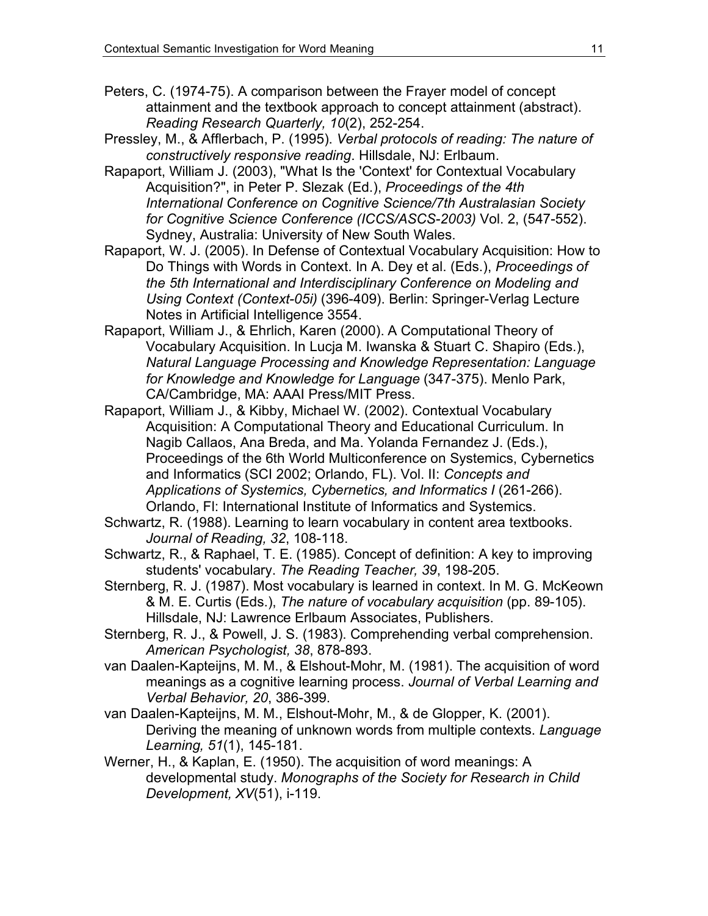Peters, C. (1974-75). A comparison between the Frayer model of concept attainment and the textbook approach to concept attainment (abstract). *Reading Research Quarterly, 10*(2), 252-254.

Pressley, M., & Afflerbach, P. (1995). *Verbal protocols of reading: The nature of constructively responsive reading*. Hillsdale, NJ: Erlbaum.

Rapaport, William J. (2003), "What Is the 'Context' for Contextual Vocabulary Acquisition?", in Peter P. Slezak (Ed.), *Proceedings of the 4th International Conference on Cognitive Science/7th Australasian Society for Cognitive Science Conference (ICCS/ASCS-2003)* Vol. 2, (547-552). Sydney, Australia: University of New South Wales.

Rapaport, W. J. (2005). In Defense of Contextual Vocabulary Acquisition: How to Do Things with Words in Context. In A. Dey et al. (Eds.), *Proceedings of the 5th International and Interdisciplinary Conference on Modeling and Using Context (Context-05i)* (396-409). Berlin: Springer-Verlag Lecture Notes in Artificial Intelligence 3554.

Rapaport, William J., & Ehrlich, Karen (2000). A Computational Theory of Vocabulary Acquisition. In Lucja M. Iwanska & Stuart C. Shapiro (Eds.), *Natural Language Processing and Knowledge Representation: Language for Knowledge and Knowledge for Language* (347-375). Menlo Park, CA/Cambridge, MA: AAAI Press/MIT Press.

Rapaport, William J., & Kibby, Michael W. (2002). Contextual Vocabulary Acquisition: A Computational Theory and Educational Curriculum. In Nagib Callaos, Ana Breda, and Ma. Yolanda Fernandez J. (Eds.), Proceedings of the 6th World Multiconference on Systemics, Cybernetics and Informatics (SCI 2002; Orlando, FL). Vol. II: *Concepts and Applications of Systemics, Cybernetics, and Informatics I* (261-266). Orlando, Fl: International Institute of Informatics and Systemics.

Schwartz, R. (1988). Learning to learn vocabulary in content area textbooks. *Journal of Reading, 32*, 108-118.

Schwartz, R., & Raphael, T. E. (1985). Concept of definition: A key to improving students' vocabulary. *The Reading Teacher, 39*, 198-205.

Sternberg, R. J. (1987). Most vocabulary is learned in context. In M. G. McKeown & M. E. Curtis (Eds.), *The nature of vocabulary acquisition* (pp. 89-105). Hillsdale, NJ: Lawrence Erlbaum Associates, Publishers.

Sternberg, R. J., & Powell, J. S. (1983). Comprehending verbal comprehension. *American Psychologist, 38*, 878-893.

van Daalen-Kapteijns, M. M., & Elshout-Mohr, M. (1981). The acquisition of word meanings as a cognitive learning process. *Journal of Verbal Learning and Verbal Behavior, 20*, 386-399.

van Daalen-Kapteijns, M. M., Elshout-Mohr, M., & de Glopper, K. (2001). Deriving the meaning of unknown words from multiple contexts. *Language Learning, 51*(1), 145-181.

Werner, H., & Kaplan, E. (1950). The acquisition of word meanings: A developmental study. *Monographs of the Society for Research in Child Development, XV*(51), i-119.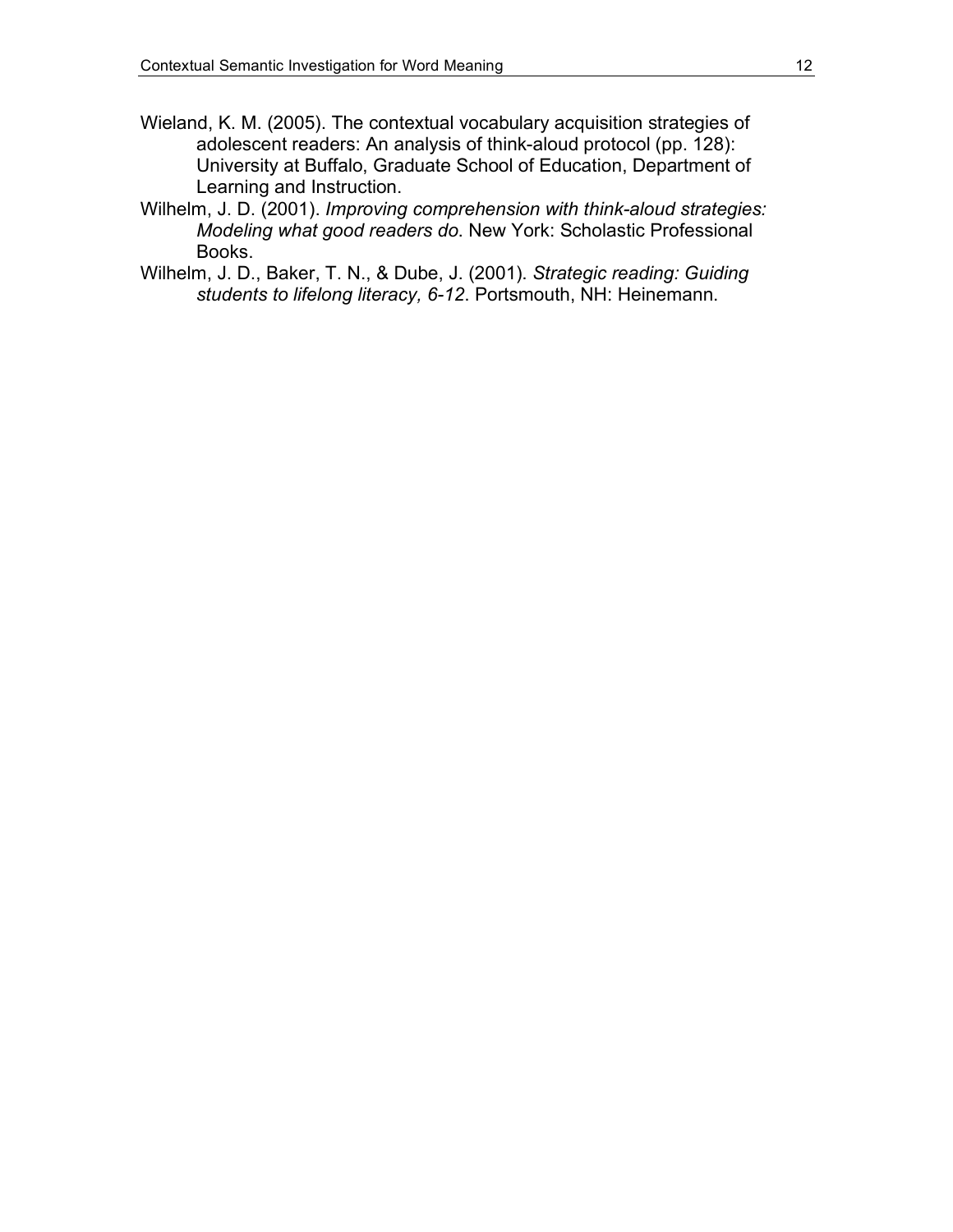Wieland, K. M. (2005). The contextual vocabulary acquisition strategies of adolescent readers: An analysis of think-aloud protocol (pp. 128): University at Buffalo, Graduate School of Education, Department of Learning and Instruction.

Wilhelm, J. D. (2001). *Improving comprehension with think-aloud strategies: Modeling what good readers do*. New York: Scholastic Professional Books.

Wilhelm, J. D., Baker, T. N., & Dube, J. (2001). *Strategic reading: Guiding students to lifelong literacy, 6-12*. Portsmouth, NH: Heinemann.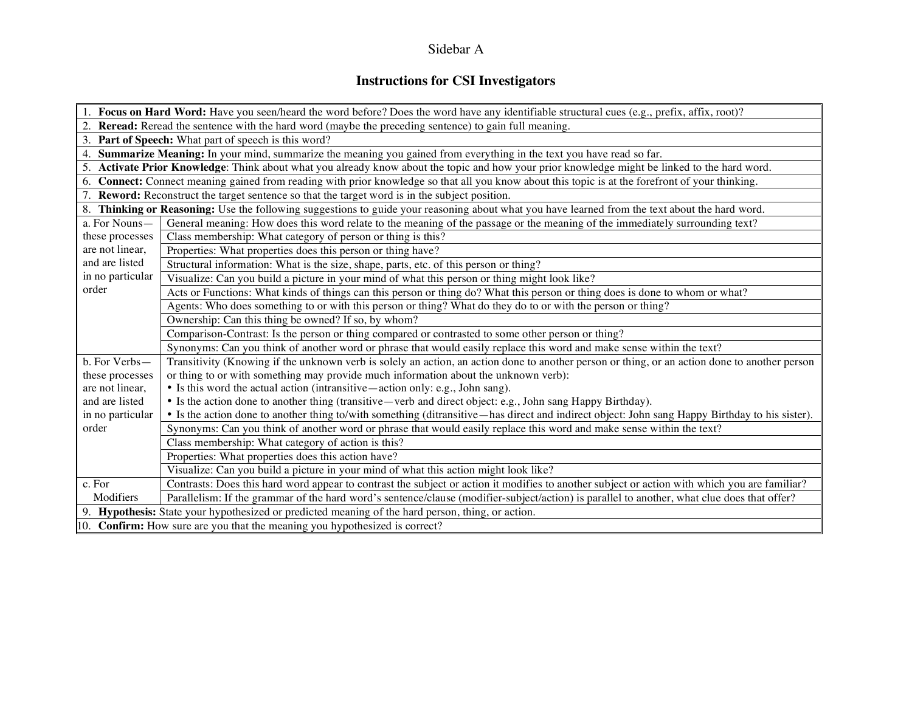Sidebar A

## Instructions for CSI Investigators

| | |
|---|---|
| 1. **Focus on Hard Word:** Have you seen/heard the word before? Does the word have any identifiable structural cues (e.g., prefix, affix, root)? | |
| 2. **Reread:** Reread the sentence with the hard word (maybe the preceding sentence) to gain full meaning. | |
| 3. **Part of Speech:** What part of speech is this word? | |
| 4. **Summarize Meaning:** In your mind, summarize the meaning you gained from everything in the text you have read so far. | |
| 5. **Activate Prior Knowledge**: Think about what you already know about the topic and how your prior knowledge might be linked to the hard word. | |
| 6. **Connect:** Connect meaning gained from reading with prior knowledge so that all you know about this topic is at the forefront of your thinking. | |
| 7. **Reword:** Reconstruct the target sentence so that the target word is in the subject position. | |
| 8. **Thinking or Reasoning:** Use the following suggestions to guide your reasoning about what you have learned from the text about the hard word. | |
| a. For Nouns—these processes are not linear, and are listed in no particular order | General meaning: How does this word relate to the meaning of the passage or the meaning of the immediately surrounding text? |
| | Class membership: What category of person or thing is this? |
| | Properties: What properties does this person or thing have? |
| | Structural information: What is the size, shape, parts, etc. of this person or thing? |
| | Visualize: Can you build a picture in your mind of what this person or thing might look like? |
| | Acts or Functions: What kinds of things can this person or thing do? What this person or thing does is done to whom or what? |
| | Agents: Who does something to or with this person or thing? What do they do to or with the person or thing? |
| | Ownership: Can this thing be owned? If so, by whom? |
| | Comparison-Contrast: Is the person or thing compared or contrasted to some other person or thing? |
| | Synonyms: Can you think of another word or phrase that would easily replace this word and make sense within the text? |
| b. For Verbs—these processes are not linear, and are listed in no particular order | Transitivity (Knowing if the unknown verb is solely an action, an action done to another person or thing, or an action done to another person or thing to or with something may provide much information about the unknown verb): • Is this word the actual action (intransitive—action only: e.g., John sang). • Is the action done to another thing (transitive—verb and direct object: e.g., John sang Happy Birthday). • Is the action done to another thing to/with something (ditransitive—has direct and indirect object: John sang Happy Birthday to his sister). |
| | Synonyms: Can you think of another word or phrase that would easily replace this word and make sense within the text? |
| | Class membership: What category of action is this? |
| | Properties: What properties does this action have? |
| | Visualize: Can you build a picture in your mind of what this action might look like? |
| c. For Modifiers | Contrasts: Does this hard word appear to contrast the subject or action it modifies to another subject or action with which you are familiar? |
| | Parallelism: If the grammar of the hard word's sentence/clause (modifier-subject/action) is parallel to another, what clue does that offer? |
| 9. **Hypothesis:** State your hypothesized or predicted meaning of the hard person, thing, or action. | |
| 10. **Confirm:** How sure are you that the meaning you hypothesized is correct? | |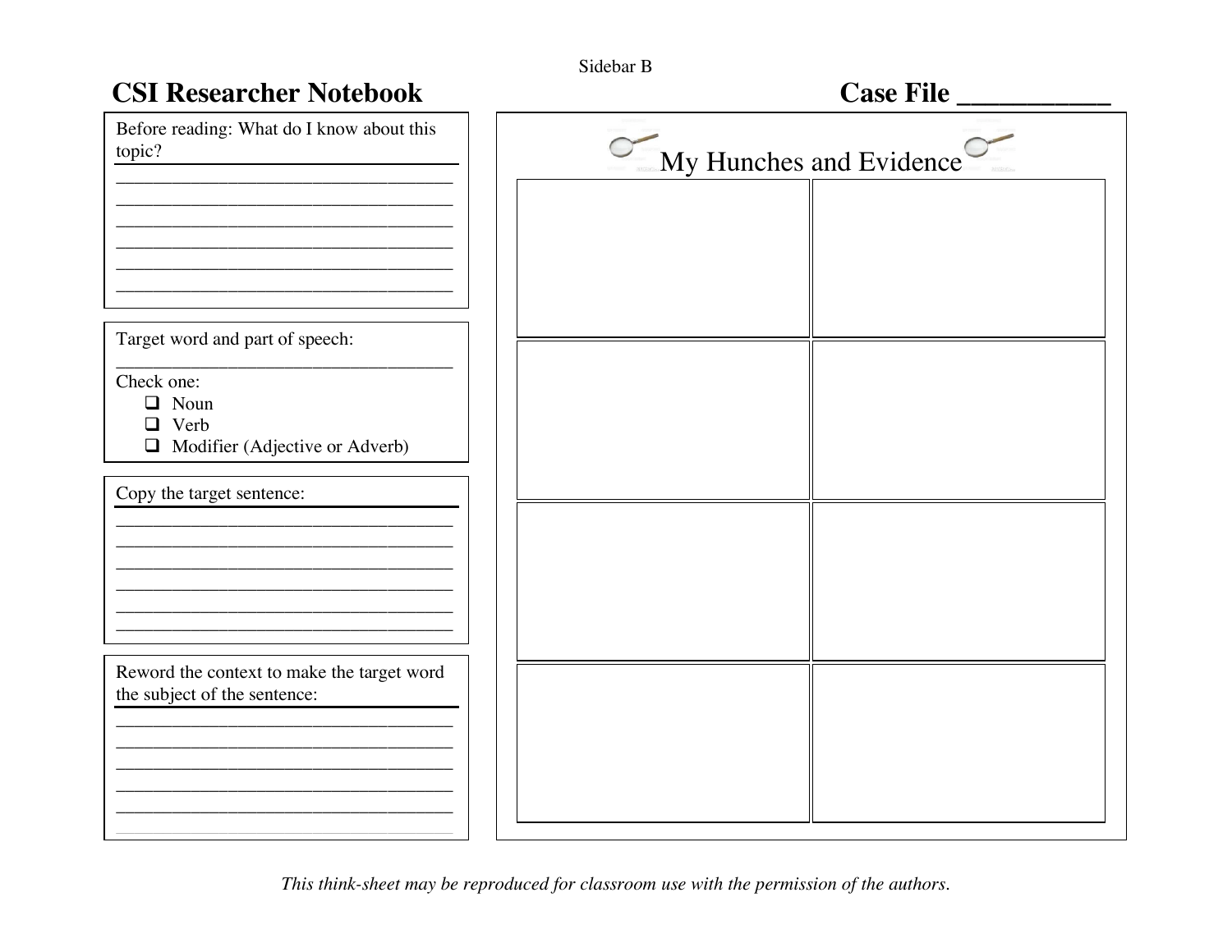Sidebar B

# CSI Researcher Notebook

# Case File ___________

Before reading: What do I know about this topic?

___________________________________
___________________________________
___________________________________
___________________________________
___________________________________
___________________________________

Target word and part of speech:

___________________________________

Check one:

- ❑ Noun
- ❑ Verb
- ❑ Modifier (Adjective or Adverb)

Copy the target sentence:

___________________________________
___________________________________
___________________________________
___________________________________
___________________________________
___________________________________

Reword the context to make the target word the subject of the sentence:

___________________________________
___________________________________
___________________________________
___________________________________
___________________________________

## My Hunches and Evidence

| | |
|---|---|
| | |
| | |
| | |
| | |

*This think-sheet may be reproduced for classroom use with the permission of the authors.*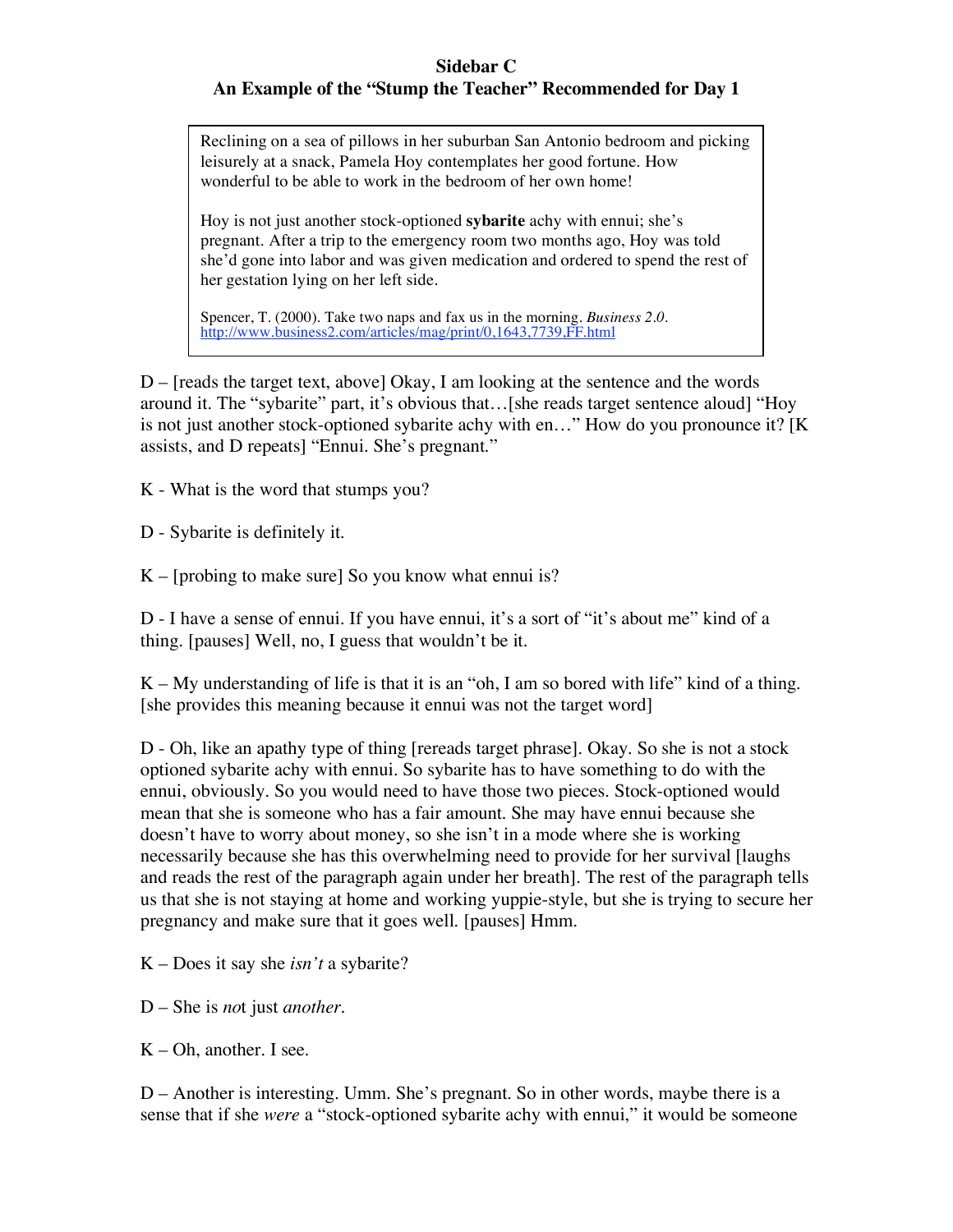**Sidebar C**

**An Example of the "Stump the Teacher" Recommended for Day 1**

> Reclining on a sea of pillows in her suburban San Antonio bedroom and picking leisurely at a snack, Pamela Hoy contemplates her good fortune. How wonderful to be able to work in the bedroom of her own home!
>
> Hoy is not just another stock-optioned **sybarite** achy with ennui; she's pregnant. After a trip to the emergency room two months ago, Hoy was told she'd gone into labor and was given medication and ordered to spend the rest of her gestation lying on her left side.
>
> Spencer, T. (2000). Take two naps and fax us in the morning. *Business 2.0*. http://www.business2.com/articles/mag/print/0,1643,7739,FF.html

D – [reads the target text, above] Okay, I am looking at the sentence and the words around it. The "sybarite" part, it's obvious that…[she reads target sentence aloud] "Hoy is not just another stock-optioned sybarite achy with en…" How do you pronounce it? [K assists, and D repeats] "Ennui. She's pregnant."

K - What is the word that stumps you?

D - Sybarite is definitely it.

K – [probing to make sure] So you know what ennui is?

D - I have a sense of ennui. If you have ennui, it's a sort of "it's about me" kind of a thing. [pauses] Well, no, I guess that wouldn't be it.

K – My understanding of life is that it is an "oh, I am so bored with life" kind of a thing. [she provides this meaning because it ennui was not the target word]

D - Oh, like an apathy type of thing [rereads target phrase]. Okay. So she is not a stock optioned sybarite achy with ennui. So sybarite has to have something to do with the ennui, obviously. So you would need to have those two pieces. Stock-optioned would mean that she is someone who has a fair amount. She may have ennui because she doesn't have to worry about money, so she isn't in a mode where she is working necessarily because she has this overwhelming need to provide for her survival [laughs and reads the rest of the paragraph again under her breath]. The rest of the paragraph tells us that she is not staying at home and working yuppie-style, but she is trying to secure her pregnancy and make sure that it goes well. [pauses] Hmm.

K – Does it say she *isn't* a sybarite?

D – She is *no*t just *another*.

K – Oh, another. I see.

D – Another is interesting. Umm. She's pregnant. So in other words, maybe there is a sense that if she *were* a "stock-optioned sybarite achy with ennui," it would be someone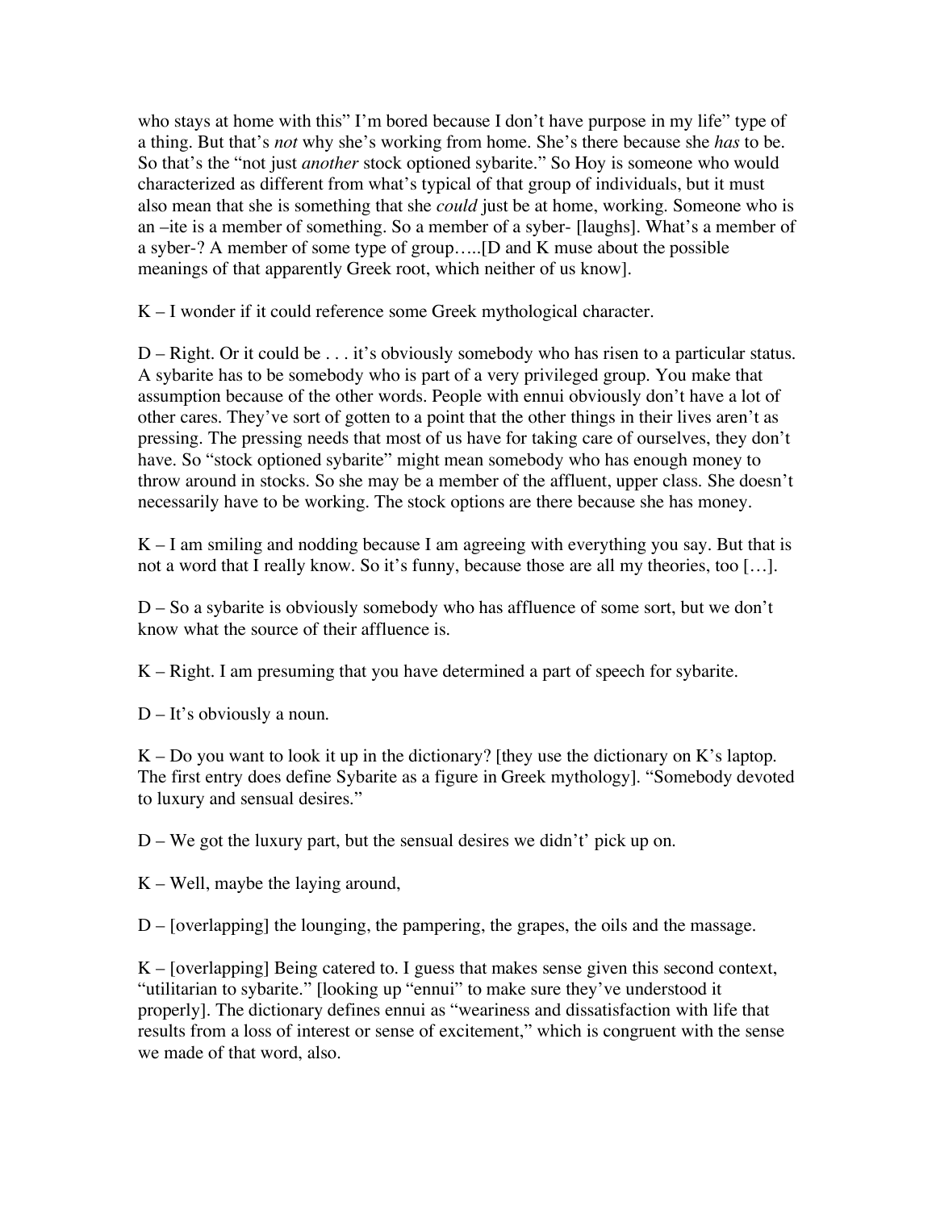who stays at home with this" I'm bored because I don't have purpose in my life" type of a thing. But that's *not* why she's working from home. She's there because she *has* to be. So that's the "not just *another* stock optioned sybarite." So Hoy is someone who would characterized as different from what's typical of that group of individuals, but it must also mean that she is something that she *could* just be at home, working. Someone who is an –ite is a member of something. So a member of a syber- [laughs]. What's a member of a syber-? A member of some type of group…..[D and K muse about the possible meanings of that apparently Greek root, which neither of us know].

K – I wonder if it could reference some Greek mythological character.

D – Right. Or it could be . . . it's obviously somebody who has risen to a particular status. A sybarite has to be somebody who is part of a very privileged group. You make that assumption because of the other words. People with ennui obviously don't have a lot of other cares. They've sort of gotten to a point that the other things in their lives aren't as pressing. The pressing needs that most of us have for taking care of ourselves, they don't have. So "stock optioned sybarite" might mean somebody who has enough money to throw around in stocks. So she may be a member of the affluent, upper class. She doesn't necessarily have to be working. The stock options are there because she has money.

K – I am smiling and nodding because I am agreeing with everything you say. But that is not a word that I really know. So it's funny, because those are all my theories, too […].

D – So a sybarite is obviously somebody who has affluence of some sort, but we don't know what the source of their affluence is.

K – Right. I am presuming that you have determined a part of speech for sybarite.

D – It's obviously a noun.

K – Do you want to look it up in the dictionary? [they use the dictionary on K's laptop. The first entry does define Sybarite as a figure in Greek mythology]. "Somebody devoted to luxury and sensual desires."

D – We got the luxury part, but the sensual desires we didn't' pick up on.

K – Well, maybe the laying around,

D – [overlapping] the lounging, the pampering, the grapes, the oils and the massage.

K – [overlapping] Being catered to. I guess that makes sense given this second context, "utilitarian to sybarite." [looking up "ennui" to make sure they've understood it properly]. The dictionary defines ennui as "weariness and dissatisfaction with life that results from a loss of interest or sense of excitement," which is congruent with the sense we made of that word, also.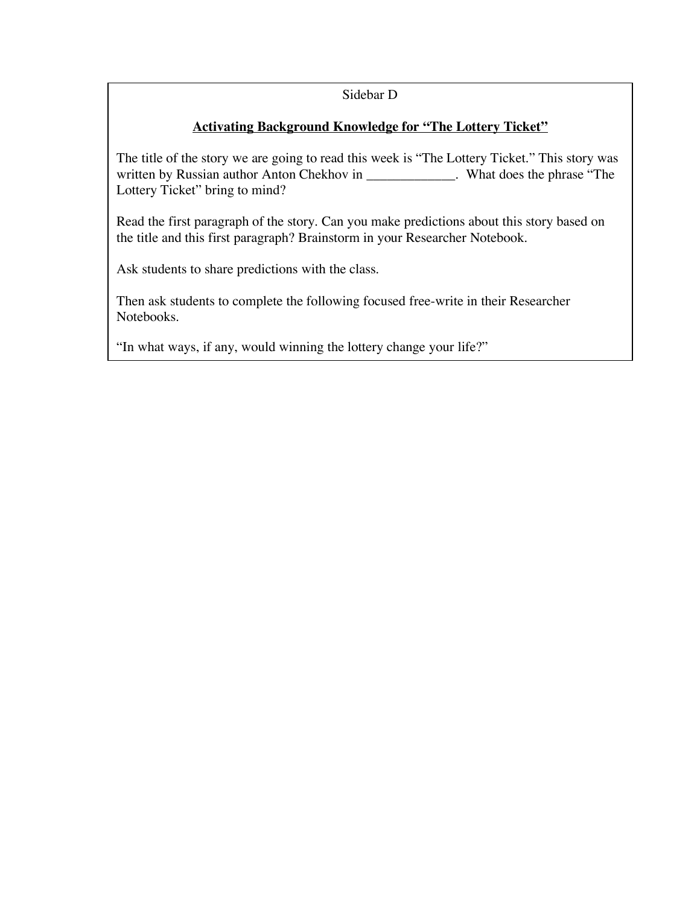Sidebar D

**<u>Activating Background Knowledge for “The Lottery Ticket”</u>**

The title of the story we are going to read this week is “The Lottery Ticket.” This story was written by Russian author Anton Chekhov in _____________. What does the phrase “The Lottery Ticket” bring to mind?

Read the first paragraph of the story. Can you make predictions about this story based on the title and this first paragraph? Brainstorm in your Researcher Notebook.

Ask students to share predictions with the class.

Then ask students to complete the following focused free-write in their Researcher Notebooks.

“In what ways, if any, would winning the lottery change your life?”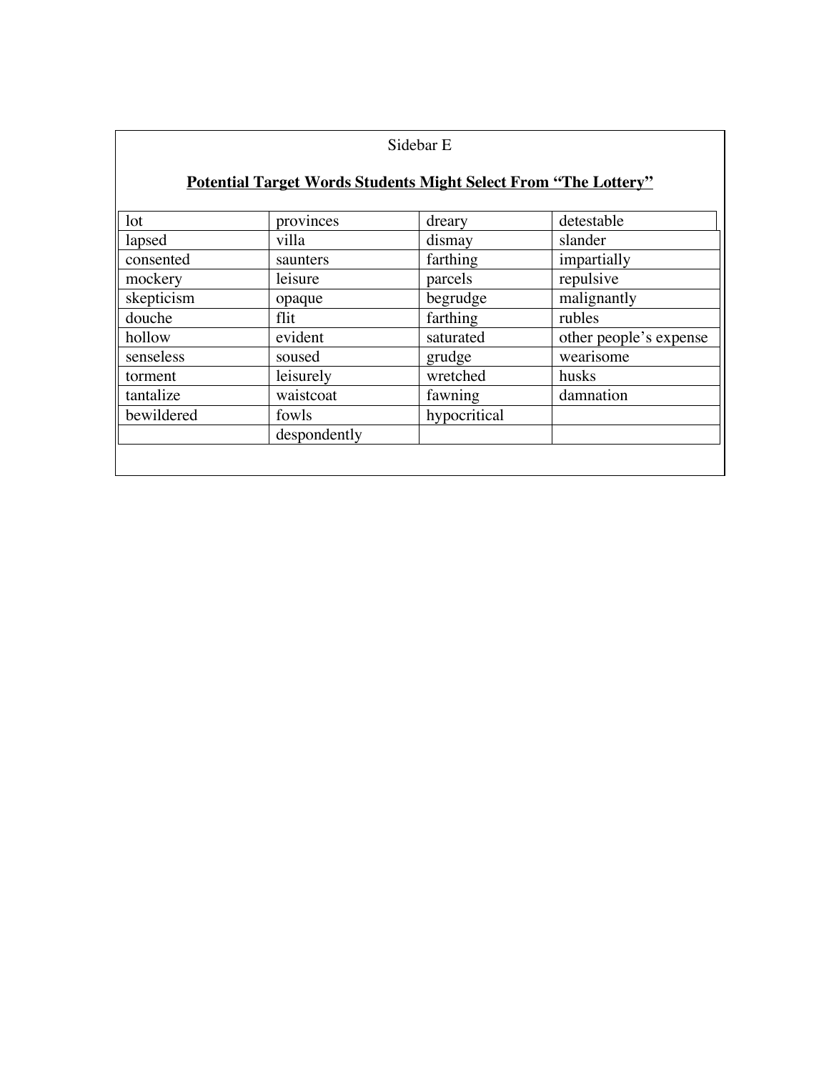Sidebar E

**Potential Target Words Students Might Select From "The Lottery"**

| lot | provinces | dreary | detestable |
|---|---|---|---|
| lapsed | villa | dismay | slander |
| consented | saunters | farthing | impartially |
| mockery | leisure | parcels | repulsive |
| skepticism | opaque | begrudge | malignantly |
| douche | flit | farthing | rubles |
| hollow | evident | saturated | other people's expense |
| senseless | soused | grudge | wearisome |
| torment | leisurely | wretched | husks |
| tantalize | waistcoat | fawning | damnation |
| bewildered | fowls | hypocritical | |
| | despondently | | |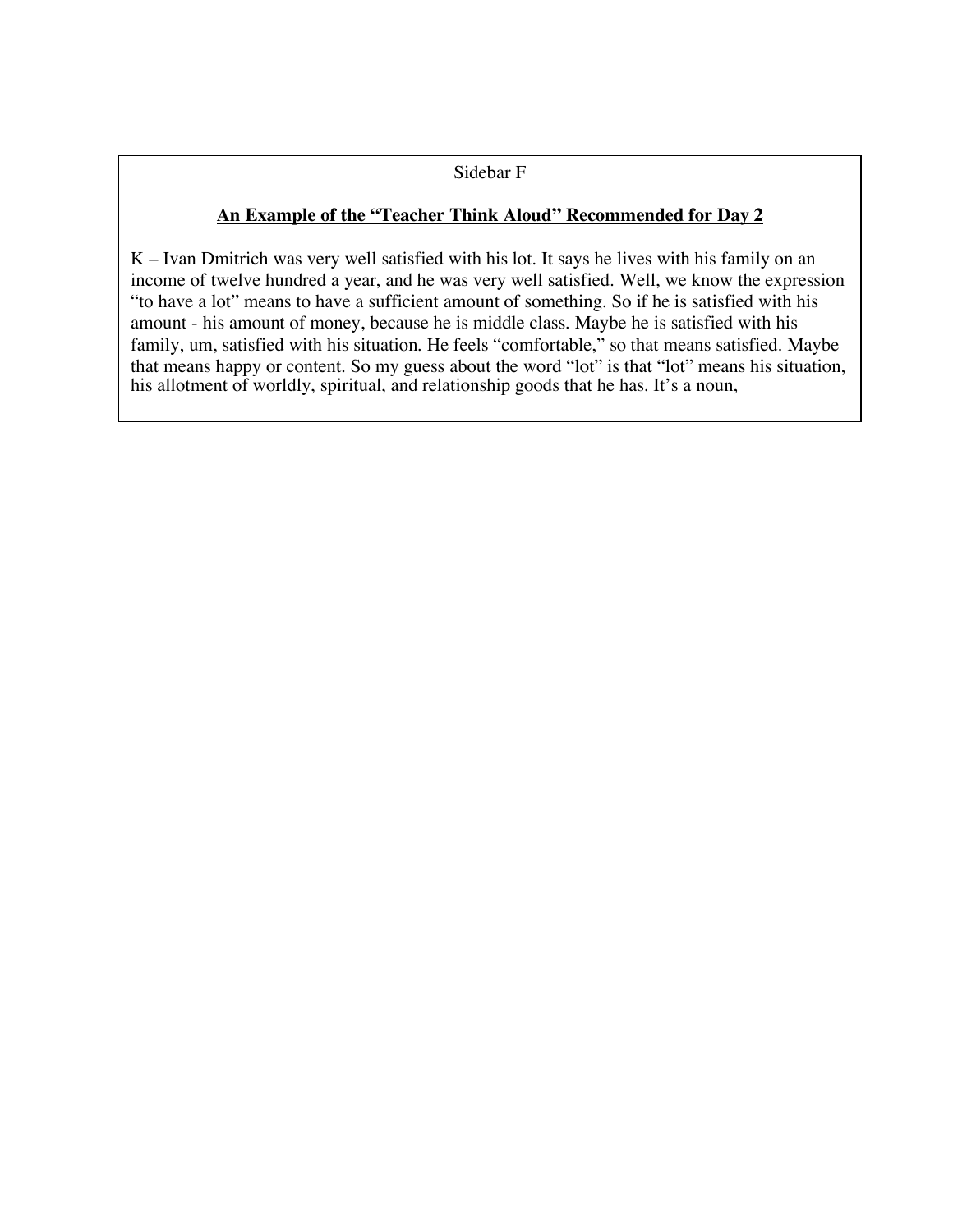Sidebar F

**An Example of the "Teacher Think Aloud" Recommended for Day 2**

K – Ivan Dmitrich was very well satisfied with his lot. It says he lives with his family on an income of twelve hundred a year, and he was very well satisfied. Well, we know the expression "to have a lot" means to have a sufficient amount of something. So if he is satisfied with his amount - his amount of money, because he is middle class. Maybe he is satisfied with his family, um, satisfied with his situation. He feels "comfortable," so that means satisfied. Maybe that means happy or content. So my guess about the word "lot" is that "lot" means his situation, his allotment of worldly, spiritual, and relationship goods that he has. It's a noun,